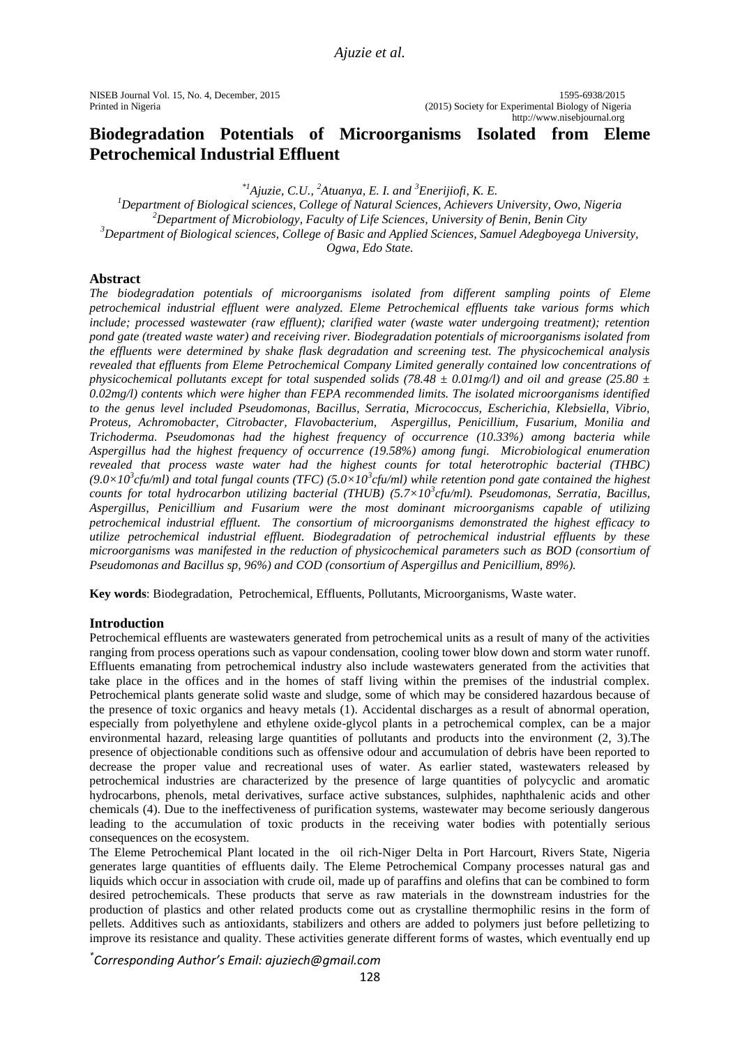# Biodegradation Potentials of Microorganisms Isolated from Eleme Petrochemical Industrial Effluent

*[1]Ajuzie, C.U., [2]Atuanya, E. I. and [3]Enerijiofi, K. E.

[1]Department of Biological sciences, College of Natural Sciences, Achievers University, Owo, Nigeria
[2]Department of Microbiology, Faculty of Life Sciences, University of Benin, Benin City
[3]Department of Biological sciences, College of Basic and Applied Sciences, Samuel Adegboyega University, Ogwa, Edo State.

## Abstract

*The biodegradation potentials of microorganisms isolated from different sampling points of Eleme petrochemical industrial effluent were analyzed. Eleme Petrochemical effluents take various forms which include; processed wastewater (raw effluent); clarified water (waste water undergoing treatment); retention pond gate (treated waste water) and receiving river. Biodegradation potentials of microorganisms isolated from the effluents were determined by shake flask degradation and screening test. The physicochemical analysis revealed that effluents from Eleme Petrochemical Company Limited generally contained low concentrations of physicochemical pollutants except for total suspended solids ($78.48 \pm 0.01$mg/l) and oil and grease ($25.80 \pm 0.02$mg/l) contents which were higher than FEPA recommended limits. The isolated microorganisms identified to the genus level included Pseudomonas, Bacillus, Serratia, Micrococcus, Escherichia, Klebsiella, Vibrio, Proteus, Achromobacter, Citrobacter, Flavobacterium, Aspergillus, Penicillium, Fusarium, Monilia and Trichoderma. Pseudomonas had the highest frequency of occurrence (10.33%) among bacteria while Aspergillus had the highest frequency of occurrence (19.58%) among fungi. Microbiological enumeration revealed that process waste water had the highest counts for total heterotrophic bacterial (THBC) ($9.0\times10^3$cfu/ml) and total fungal counts (TFC) ($5.0\times10^3$cfu/ml) while retention pond gate contained the highest counts for total hydrocarbon utilizing bacterial (THUB) ($5.7\times10^3$cfu/ml). Pseudomonas, Serratia, Bacillus, Aspergillus, Penicillium and Fusarium were the most dominant microorganisms capable of utilizing petrochemical industrial effluent. The consortium of microorganisms demonstrated the highest efficacy to utilize petrochemical industrial effluent. Biodegradation of petrochemical industrial effluents by these microorganisms was manifested in the reduction of physicochemical parameters such as BOD (consortium of Pseudomonas and Bacillus sp, 96%) and COD (consortium of Aspergillus and Penicillium, 89%).*

**Key words**: Biodegradation, Petrochemical, Effluents, Pollutants, Microorganisms, Waste water.

## Introduction

Petrochemical effluents are wastewaters generated from petrochemical units as a result of many of the activities ranging from process operations such as vapour condensation, cooling tower blow down and storm water runoff. Effluents emanating from petrochemical industry also include wastewaters generated from the activities that take place in the offices and in the homes of staff living within the premises of the industrial complex. Petrochemical plants generate solid waste and sludge, some of which may be considered hazardous because of the presence of toxic organics and heavy metals (1). Accidental discharges as a result of abnormal operation, especially from polyethylene and ethylene oxide-glycol plants in a petrochemical complex, can be a major environmental hazard, releasing large quantities of pollutants and products into the environment (2, 3).The presence of objectionable conditions such as offensive odour and accumulation of debris have been reported to decrease the proper value and recreational uses of water. As earlier stated, wastewaters released by petrochemical industries are characterized by the presence of large quantities of polycyclic and aromatic hydrocarbons, phenols, metal derivatives, surface active substances, sulphides, naphthalenic acids and other chemicals (4). Due to the ineffectiveness of purification systems, wastewater may become seriously dangerous leading to the accumulation of toxic products in the receiving water bodies with potentially serious consequences on the ecosystem.

The Eleme Petrochemical Plant located in the oil rich-Niger Delta in Port Harcourt, Rivers State, Nigeria generates large quantities of effluents daily. The Eleme Petrochemical Company processes natural gas and liquids which occur in association with crude oil, made up of paraffins and olefins that can be combined to form desired petrochemicals. These products that serve as raw materials in the downstream industries for the production of plastics and other related products come out as crystalline thermophilic resins in the form of pellets. Additives such as antioxidants, stabilizers and others are added to polymers just before pelletizing to improve its resistance and quality. These activities generate different forms of wastes, which eventually end up

*Corresponding Author's Email: ajuziech@gmail.com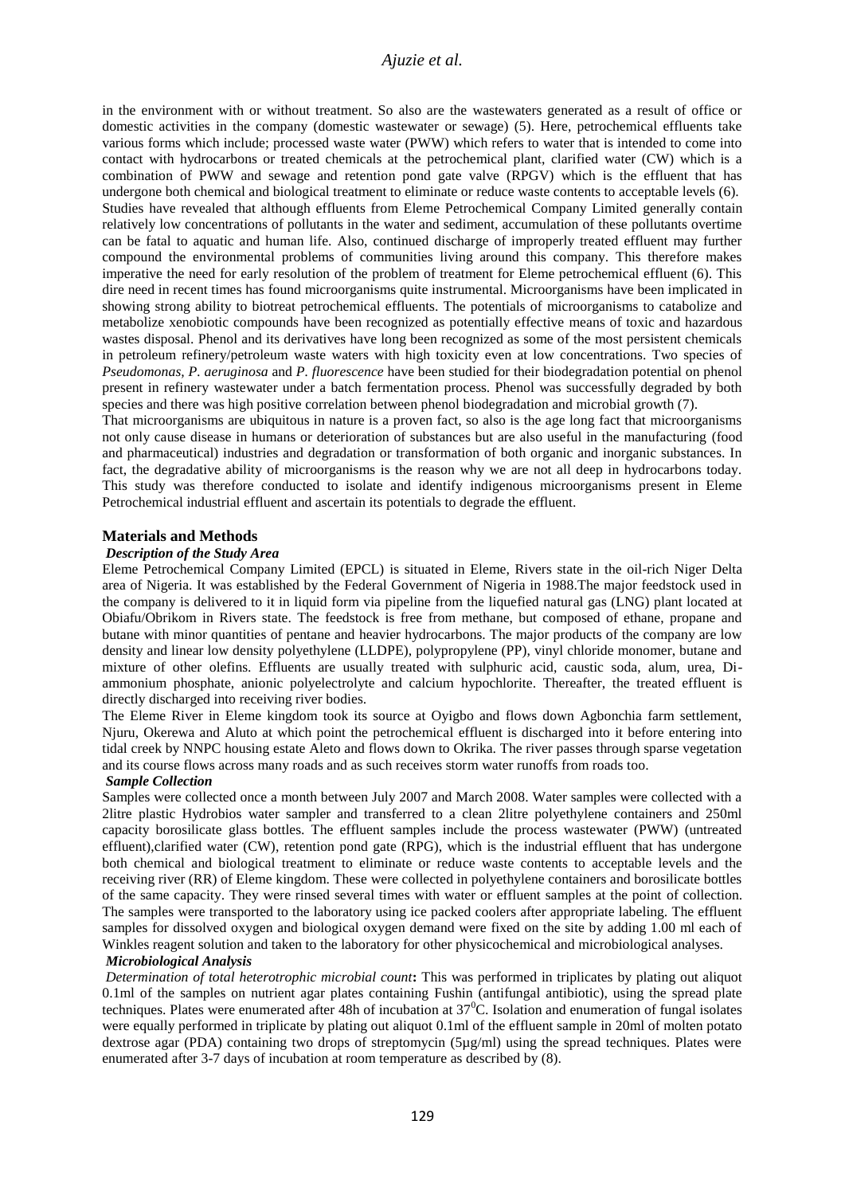in the environment with or without treatment. So also are the wastewaters generated as a result of office or domestic activities in the company (domestic wastewater or sewage) (5). Here, petrochemical effluents take various forms which include; processed waste water (PWW) which refers to water that is intended to come into contact with hydrocarbons or treated chemicals at the petrochemical plant, clarified water (CW) which is a combination of PWW and sewage and retention pond gate valve (RPGV) which is the effluent that has undergone both chemical and biological treatment to eliminate or reduce waste contents to acceptable levels (6). Studies have revealed that although effluents from Eleme Petrochemical Company Limited generally contain relatively low concentrations of pollutants in the water and sediment, accumulation of these pollutants overtime can be fatal to aquatic and human life. Also, continued discharge of improperly treated effluent may further compound the environmental problems of communities living around this company. This therefore makes imperative the need for early resolution of the problem of treatment for Eleme petrochemical effluent (6). This dire need in recent times has found microorganisms quite instrumental. Microorganisms have been implicated in showing strong ability to biotreat petrochemical effluents. The potentials of microorganisms to catabolize and metabolize xenobiotic compounds have been recognized as potentially effective means of toxic and hazardous wastes disposal. Phenol and its derivatives have long been recognized as some of the most persistent chemicals in petroleum refinery/petroleum waste waters with high toxicity even at low concentrations. Two species of *Pseudomonas, P. aeruginosa* and *P. fluorescence* have been studied for their biodegradation potential on phenol present in refinery wastewater under a batch fermentation process. Phenol was successfully degraded by both species and there was high positive correlation between phenol biodegradation and microbial growth (7).

That microorganisms are ubiquitous in nature is a proven fact, so also is the age long fact that microorganisms not only cause disease in humans or deterioration of substances but are also useful in the manufacturing (food and pharmaceutical) industries and degradation or transformation of both organic and inorganic substances. In fact, the degradative ability of microorganisms is the reason why we are not all deep in hydrocarbons today. This study was therefore conducted to isolate and identify indigenous microorganisms present in Eleme Petrochemical industrial effluent and ascertain its potentials to degrade the effluent.

## Materials and Methods

### *Description of the Study Area*

Eleme Petrochemical Company Limited (EPCL) is situated in Eleme, Rivers state in the oil-rich Niger Delta area of Nigeria. It was established by the Federal Government of Nigeria in 1988.The major feedstock used in the company is delivered to it in liquid form via pipeline from the liquefied natural gas (LNG) plant located at Obiafu/Obrikom in Rivers state. The feedstock is free from methane, but composed of ethane, propane and butane with minor quantities of pentane and heavier hydrocarbons. The major products of the company are low density and linear low density polyethylene (LLDPE), polypropylene (PP), vinyl chloride monomer, butane and mixture of other olefins. Effluents are usually treated with sulphuric acid, caustic soda, alum, urea, Di-ammonium phosphate, anionic polyelectrolyte and calcium hypochlorite. Thereafter, the treated effluent is directly discharged into receiving river bodies.

The Eleme River in Eleme kingdom took its source at Oyigbo and flows down Agbonchia farm settlement, Njuru, Okerewa and Aluto at which point the petrochemical effluent is discharged into it before entering into tidal creek by NNPC housing estate Aleto and flows down to Okrika. The river passes through sparse vegetation and its course flows across many roads and as such receives storm water runoffs from roads too.

### *Sample Collection*

Samples were collected once a month between July 2007 and March 2008. Water samples were collected with a 2litre plastic Hydrobios water sampler and transferred to a clean 2litre polyethylene containers and 250ml capacity borosilicate glass bottles. The effluent samples include the process wastewater (PWW) (untreated effluent),clarified water (CW), retention pond gate (RPG), which is the industrial effluent that has undergone both chemical and biological treatment to eliminate or reduce waste contents to acceptable levels and the receiving river (RR) of Eleme kingdom. These were collected in polyethylene containers and borosilicate bottles of the same capacity. They were rinsed several times with water or effluent samples at the point of collection. The samples were transported to the laboratory using ice packed coolers after appropriate labeling. The effluent samples for dissolved oxygen and biological oxygen demand were fixed on the site by adding 1.00 ml each of Winkles reagent solution and taken to the laboratory for other physicochemical and microbiological analyses.

### *Microbiological Analysis*

*Determination of total heterotrophic microbial count*: This was performed in triplicates by plating out aliquot 0.1ml of the samples on nutrient agar plates containing Fushin (antifungal antibiotic), using the spread plate techniques. Plates were enumerated after 48h of incubation at $37^0$C. Isolation and enumeration of fungal isolates were equally performed in triplicate by plating out aliquot 0.1ml of the effluent sample in 20ml of molten potato dextrose agar (PDA) containing two drops of streptomycin (5µg/ml) using the spread techniques. Plates were enumerated after 3-7 days of incubation at room temperature as described by (8).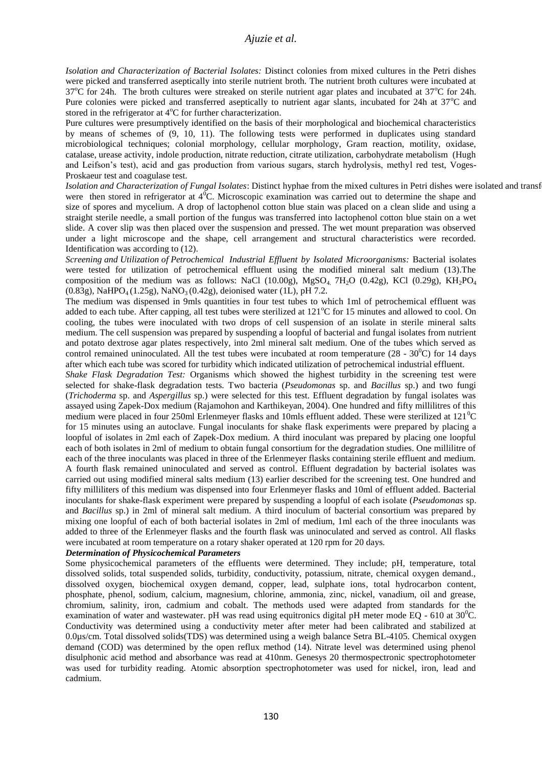*Isolation and Characterization of Bacterial Isolates:* Distinct colonies from mixed cultures in the Petri dishes were picked and transferred aseptically into sterile nutrient broth. The nutrient broth cultures were incubated at 37°C for 24h. The broth cultures were streaked on sterile nutrient agar plates and incubated at 37°C for 24h. Pure colonies were picked and transferred aseptically to nutrient agar slants, incubated for 24h at 37°C and stored in the refrigerator at 4°C for further characterization.

Pure cultures were presumptively identified on the basis of their morphological and biochemical characteristics by means of schemes of (9, 10, 11). The following tests were performed in duplicates using standard microbiological techniques; colonial morphology, cellular morphology, Gram reaction, motility, oxidase, catalase, urease activity, indole production, nitrate reduction, citrate utilization, carbohydrate metabolism (Hugh and Leifson's test), acid and gas production from various sugars, starch hydrolysis, methyl red test, Voges-Proskaeur test and coagulase test.

*Isolation and Characterization of Fungal Isolates*: Distinct hyphae from the mixed cultures in Petri dishes were isolated and transf were then stored in refrigerator at 4°C. Microscopic examination was carried out to determine the shape and size of spores and mycelium. A drop of lactophenol cotton blue stain was placed on a clean slide and using a straight sterile needle, a small portion of the fungus was transferred into lactophenol cotton blue stain on a wet slide. A cover slip was then placed over the suspension and pressed. The wet mount preparation was observed under a light microscope and the shape, cell arrangement and structural characteristics were recorded. Identification was according to (12).

*Screening and Utilization of Petrochemical Industrial Effluent by Isolated Microorganisms:* Bacterial isolates were tested for utilization of petrochemical effluent using the modified mineral salt medium (13).The composition of the medium was as follows: NaCl (10.00g), $MgSO_4.7H_2O$ (0.42g), KCl (0.29g), $KH_2PO_4$ (0.83g), $NaHPO_4$ (1.25g), $NaNO_3$ (0.42g), deionised water (1L), pH 7.2.

The medium was dispensed in 9mls quantities in four test tubes to which 1ml of petrochemical effluent was added to each tube. After capping, all test tubes were sterilized at 121°C for 15 minutes and allowed to cool. On cooling, the tubes were inoculated with two drops of cell suspension of an isolate in sterile mineral salts medium. The cell suspension was prepared by suspending a loopful of bacterial and fungal isolates from nutrient and potato dextrose agar plates respectively, into 2ml mineral salt medium. One of the tubes which served as control remained uninoculated. All the test tubes were incubated at room temperature (28 - 30°C) for 14 days after which each tube was scored for turbidity which indicated utilization of petrochemical industrial effluent.

*Shake Flask Degradation Test:* Organisms which showed the highest turbidity in the screening test were selected for shake-flask degradation tests. Two bacteria (*Pseudomonas* sp. and *Bacillus* sp.) and two fungi (*Trichoderma* sp. and *Aspergillus* sp.) were selected for this test. Effluent degradation by fungal isolates was assayed using Zapek-Dox medium (Rajamohon and Karthikeyan, 2004). One hundred and fifty millilitres of this medium were placed in four 250ml Erlenmeyer flasks and 10mls effluent added. These were sterilized at 121°C for 15 minutes using an autoclave. Fungal inoculants for shake flask experiments were prepared by placing a loopful of isolates in 2ml each of Zapek-Dox medium. A third inoculant was prepared by placing one loopful each of both isolates in 2ml of medium to obtain fungal consortium for the degradation studies. One millilitre of each of the three inoculants was placed in three of the Erlenmeyer flasks containing sterile effluent and medium. A fourth flask remained uninoculated and served as control. Effluent degradation by bacterial isolates was carried out using modified mineral salts medium (13) earlier described for the screening test. One hundred and fifty milliliters of this medium was dispensed into four Erlenmeyer flasks and 10ml of effluent added. Bacterial inoculants for shake-flask experiment were prepared by suspending a loopful of each isolate (*Pseudomonas* sp. and *Bacillus* sp.) in 2ml of mineral salt medium. A third inoculum of bacterial consortium was prepared by mixing one loopful of each of both bacterial isolates in 2ml of medium, 1ml each of the three inoculants was added to three of the Erlenmeyer flasks and the fourth flask was uninoculated and served as control. All flasks were incubated at room temperature on a rotary shaker operated at 120 rpm for 20 days.

***Determination of Physicochemical Parameters***

Some physicochemical parameters of the effluents were determined. They include; pH, temperature, total dissolved solids, total suspended solids, turbidity, conductivity, potassium, nitrate, chemical oxygen demand., dissolved oxygen, biochemical oxygen demand, copper, lead, sulphate ions, total hydrocarbon content, phosphate, phenol, sodium, calcium, magnesium, chlorine, ammonia, zinc, nickel, vanadium, oil and grease, chromium, salinity, iron, cadmium and cobalt. The methods used were adapted from standards for the examination of water and wastewater. pH was read using equitronics digital pH meter mode EQ - 610 at 30°C. Conductivity was determined using a conductivity meter after meter had been calibrated and stabilized at 0.0µs/cm. Total dissolved solids(TDS) was determined using a weigh balance Setra BL-4105. Chemical oxygen demand (COD) was determined by the open reflux method (14). Nitrate level was determined using phenol disulphonic acid method and absorbance was read at 410nm. Genesys 20 thermospectronic spectrophotometer was used for turbidity reading. Atomic absorption spectrophotometer was used for nickel, iron, lead and cadmium.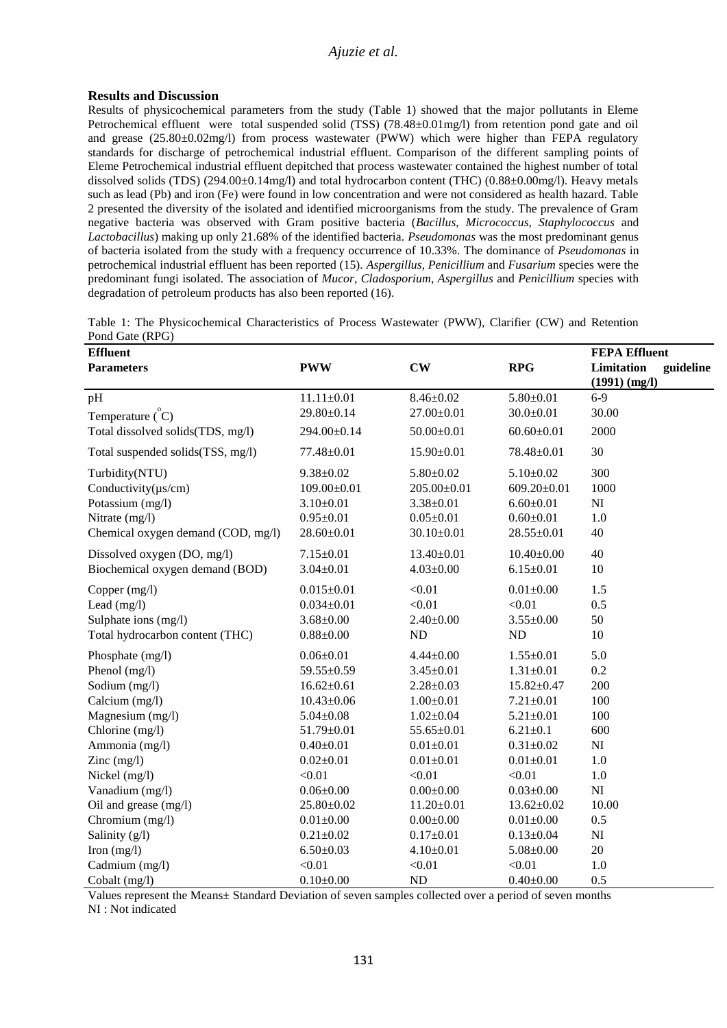## Results and Discussion

Results of physicochemical parameters from the study (Table 1) showed that the major pollutants in Eleme Petrochemical effluent were total suspended solid (TSS) (78.48±0.01mg/l) from retention pond gate and oil and grease (25.80±0.02mg/l) from process wastewater (PWW) which were higher than FEPA regulatory standards for discharge of petrochemical industrial effluent. Comparison of the different sampling points of Eleme Petrochemical industrial effluent depitched that process wastewater contained the highest number of total dissolved solids (TDS) (294.00±0.14mg/l) and total hydrocarbon content (THC) (0.88±0.00mg/l). Heavy metals such as lead (Pb) and iron (Fe) were found in low concentration and were not considered as health hazard. Table 2 presented the diversity of the isolated and identified microorganisms from the study. The prevalence of Gram negative bacteria was observed with Gram positive bacteria (*Bacillus*, *Micrococcus*, *Staphylococcus* and *Lactobacillus*) making up only 21.68% of the identified bacteria. *Pseudomonas* was the most predominant genus of bacteria isolated from the study with a frequency occurrence of 10.33%. The dominance of *Pseudomonas* in petrochemical industrial effluent has been reported (15). *Aspergillus*, *Penicillium* and *Fusarium* species were the predominant fungi isolated. The association of *Mucor*, *Cladosporium*, *Aspergillus* and *Penicillium* species with degradation of petroleum products has also been reported (16).

Table 1: The Physicochemical Characteristics of Process Wastewater (PWW), Clarifier (CW) and Retention Pond Gate (RPG)

| Effluent Parameters | PWW | CW | RPG | FEPA Effluent Limitation guideline (1991) (mg/l) |
|---|---|---|---|---|
| pH | 11.11±0.01 | 8.46±0.02 | 5.80±0.01 | 6-9 |
| Temperature ($^{o}$C) | 29.80±0.14 | 27.00±0.01 | 30.0±0.01 | 30.00 |
| Total dissolved solids(TDS, mg/l) | 294.00±0.14 | 50.00±0.01 | 60.60±0.01 | 2000 |
| Total suspended solids(TSS, mg/l) | 77.48±0.01 | 15.90±0.01 | 78.48±0.01 | 30 |
| Turbidity(NTU) | 9.38±0.02 | 5.80±0.02 | 5.10±0.02 | 300 |
| Conductivity(µs/cm) | 109.00±0.01 | 205.00±0.01 | 609.20±0.01 | 1000 |
| Potassium (mg/l) | 3.10±0.01 | 3.38±0.01 | 6.60±0.01 | NI |
| Nitrate (mg/l) | 0.95±0.01 | 0.05±0.01 | 0.60±0.01 | 1.0 |
| Chemical oxygen demand (COD, mg/l) | 28.60±0.01 | 30.10±0.01 | 28.55±0.01 | 40 |
| Dissolved oxygen (DO, mg/l) | 7.15±0.01 | 13.40±0.01 | 10.40±0.00 | 40 |
| Biochemical oxygen demand (BOD) | 3.04±0.01 | 4.03±0.00 | 6.15±0.01 | 10 |
| Copper (mg/l) | 0.015±0.01 | <0.01 | 0.01±0.00 | 1.5 |
| Lead (mg/l) | 0.034±0.01 | <0.01 | <0.01 | 0.5 |
| Sulphate ions (mg/l) | 3.68±0.00 | 2.40±0.00 | 3.55±0.00 | 50 |
| Total hydrocarbon content (THC) | 0.88±0.00 | ND | ND | 10 |
| Phosphate (mg/l) | 0.06±0.01 | 4.44±0.00 | 1.55±0.01 | 5.0 |
| Phenol (mg/l) | 59.55±0.59 | 3.45±0.01 | 1.31±0.01 | 0.2 |
| Sodium (mg/l) | 16.62±0.61 | 2.28±0.03 | 15.82±0.47 | 200 |
| Calcium (mg/l) | 10.43±0.06 | 1.00±0.01 | 7.21±0.01 | 100 |
| Magnesium (mg/l) | 5.04±0.08 | 1.02±0.04 | 5.21±0.01 | 100 |
| Chlorine (mg/l) | 51.79±0.01 | 55.65±0.01 | 6.21±0.1 | 600 |
| Ammonia (mg/l) | 0.40±0.01 | 0.01±0.01 | 0.31±0.02 | NI |
| Zinc (mg/l) | 0.02±0.01 | 0.01±0.01 | 0.01±0.01 | 1.0 |
| Nickel (mg/l) | <0.01 | <0.01 | <0.01 | 1.0 |
| Vanadium (mg/l) | 0.06±0.00 | 0.00±0.00 | 0.03±0.00 | NI |
| Oil and grease (mg/l) | 25.80±0.02 | 11.20±0.01 | 13.62±0.02 | 10.00 |
| Chromium (mg/l) | 0.01±0.00 | 0.00±0.00 | 0.01±0.00 | 0.5 |
| Salinity (g/l) | 0.21±0.02 | 0.17±0.01 | 0.13±0.04 | NI |
| Iron (mg/l) | 6.50±0.03 | 4.10±0.01 | 5.08±0.00 | 20 |
| Cadmium (mg/l) | <0.01 | <0.01 | <0.01 | 1.0 |
| Cobalt (mg/l) | 0.10±0.00 | ND | 0.40±0.00 | 0.5 |

Values represent the Means± Standard Deviation of seven samples collected over a period of seven months

NI : Not indicated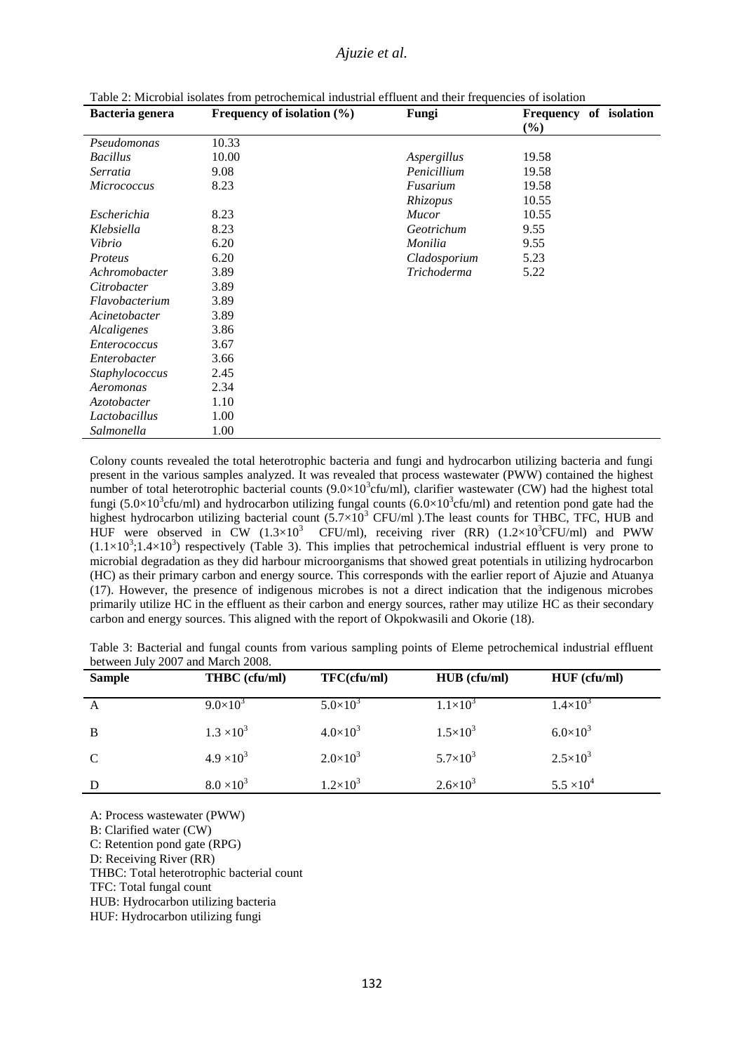Table 2: Microbial isolates from petrochemical industrial effluent and their frequencies of isolation

| Bacteria genera | Frequency of isolation (%) | Fungi | Frequency of isolation (%) |
|---|---|---|---|
| *Pseudomonas* | 10.33 | | |
| *Bacillus* | 10.00 | *Aspergillus* | 19.58 |
| *Serratia* | 9.08 | *Penicillium* | 19.58 |
| *Micrococcus* | 8.23 | *Fusarium* | 19.58 |
| | | *Rhizopus* | 10.55 |
| *Escherichia* | 8.23 | *Mucor* | 10.55 |
| *Klebsiella* | 8.23 | *Geotrichum* | 9.55 |
| *Vibrio* | 6.20 | *Monilia* | 9.55 |
| *Proteus* | 6.20 | *Cladosporium* | 5.23 |
| *Achromobacter* | 3.89 | *Trichoderma* | 5.22 |
| *Citrobacter* | 3.89 | | |
| *Flavobacterium* | 3.89 | | |
| *Acinetobacter* | 3.89 | | |
| *Alcaligenes* | 3.86 | | |
| *Enterococcus* | 3.67 | | |
| *Enterobacter* | 3.66 | | |
| *Staphylococcus* | 2.45 | | |
| *Aeromonas* | 2.34 | | |
| *Azotobacter* | 1.10 | | |
| *Lactobacillus* | 1.00 | | |
| *Salmonella* | 1.00 | | |

Colony counts revealed the total heterotrophic bacteria and fungi and hydrocarbon utilizing bacteria and fungi present in the various samples analyzed. It was revealed that process wastewater (PWW) contained the highest number of total heterotrophic bacterial counts ($9.0\times10^3$cfu/ml), clarifier wastewater (CW) had the highest total fungi ($5.0\times10^3$cfu/ml) and hydrocarbon utilizing fungal counts ($6.0\times10^3$cfu/ml) and retention pond gate had the highest hydrocarbon utilizing bacterial count ($5.7\times10^3$ CFU/ml ).The least counts for THBC, TFC, HUB and HUF were observed in CW ($1.3\times10^3$ CFU/ml), receiving river (RR) ($1.2\times10^3$CFU/ml) and PWW ($1.1\times10^3$;$1.4\times10^3$) respectively (Table 3). This implies that petrochemical industrial effluent is very prone to microbial degradation as they did harbour microorganisms that showed great potentials in utilizing hydrocarbon (HC) as their primary carbon and energy source. This corresponds with the earlier report of Ajuzie and Atuanya (17). However, the presence of indigenous microbes is not a direct indication that the indigenous microbes primarily utilize HC in the effluent as their carbon and energy sources, rather may utilize HC as their secondary carbon and energy sources. This aligned with the report of Okpokwasili and Okorie (18).

Table 3: Bacterial and fungal counts from various sampling points of Eleme petrochemical industrial effluent between July 2007 and March 2008.

| Sample | THBC (cfu/ml) | TFC(cfu/ml) | HUB (cfu/ml) | HUF (cfu/ml) |
|---|---|---|---|---|
| A | $9.0\times10^3$ | $5.0\times10^3$ | $1.1\times10^3$ | $1.4\times10^3$ |
| B | $1.3\times10^3$ | $4.0\times10^3$ | $1.5\times10^3$ | $6.0\times10^3$ |
| C | $4.9\times10^3$ | $2.0\times10^3$ | $5.7\times10^3$ | $2.5\times10^3$ |
| D | $8.0\times10^3$ | $1.2\times10^3$ | $2.6\times10^3$ | $5.5\times10^4$ |

A: Process wastewater (PWW)
B: Clarified water (CW)
C: Retention pond gate (RPG)
D: Receiving River (RR)
THBC: Total heterotrophic bacterial count
TFC: Total fungal count
HUB: Hydrocarbon utilizing bacteria
HUF: Hydrocarbon utilizing fungi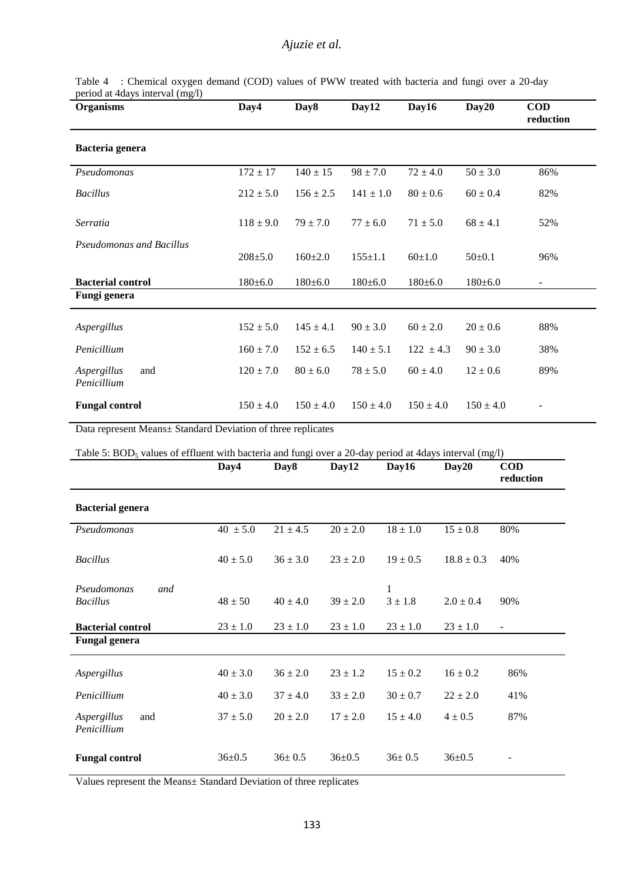Table 4 : Chemical oxygen demand (COD) values of PWW treated with bacteria and fungi over a 20-day period at 4days interval (mg/l)

| Organisms | Day4 | Day8 | Day12 | Day16 | Day20 | COD reduction |
|---|---|---|---|---|---|---|
| **Bacteria genera** | | | | | | |
| *Pseudomonas* | 172 ± 17 | 140 ± 15 | 98 ± 7.0 | 72 ± 4.0 | 50 ± 3.0 | 86% |
| *Bacillus* | 212 ± 5.0 | 156 ± 2.5 | 141 ± 1.0 | 80 ± 0.6 | 60 ± 0.4 | 82% |
| *Serratia* | 118 ± 9.0 | 79 ± 7.0 | 77 ± 6.0 | 71 ± 5.0 | 68 ± 4.1 | 52% |
| *Pseudomonas and Bacillus* | 208±5.0 | 160±2.0 | 155±1.1 | 60±1.0 | 50±0.1 | 96% |
| **Bacterial control** | 180±6.0 | 180±6.0 | 180±6.0 | 180±6.0 | 180±6.0 | - |
| **Fungi genera** | | | | | | |
| *Aspergillus* | 152 ± 5.0 | 145 ± 4.1 | 90 ± 3.0 | 60 ± 2.0 | 20 ± 0.6 | 88% |
| *Penicillium* | 160 ± 7.0 | 152 ± 6.5 | 140 ± 5.1 | 122 ± 4.3 | 90 ± 3.0 | 38% |
| *Aspergillus* and *Penicillium* | 120 ± 7.0 | 80 ± 6.0 | 78 ± 5.0 | 60 ± 4.0 | 12 ± 0.6 | 89% |
| **Fungal control** | 150 ± 4.0 | 150 ± 4.0 | 150 ± 4.0 | 150 ± 4.0 | 150 ± 4.0 | - |

Data represent Means± Standard Deviation of three replicates

Table 5: $BOD_5$ values of effluent with bacteria and fungi over a 20-day period at 4days interval (mg/l)

| | Day4 | Day8 | Day12 | Day16 | Day20 | COD reduction |
|---|---|---|---|---|---|---|
| **Bacterial genera** | | | | | | |
| *Pseudomonas* | 40 ± 5.0 | 21 ± 4.5 | 20 ± 2.0 | 18 ± 1.0 | 15 ± 0.8 | 80% |
| *Bacillus* | 40 ± 5.0 | 36 ± 3.0 | 23 ± 2.0 | 19 ± 0.5 | 18.8 ± 0.3 | 40% |
| *Pseudomonas and Bacillus* | 48 ± 50 | 40 ± 4.0 | 39 ± 2.0 | 1 3 ± 1.8 | 2.0 ± 0.4 | 90% |
| **Bacterial control** | 23 ± 1.0 | 23 ± 1.0 | 23 ± 1.0 | 23 ± 1.0 | 23 ± 1.0 | - |
| **Fungal genera** | | | | | | |
| *Aspergillus* | 40 ± 3.0 | 36 ± 2.0 | 23 ± 1.2 | 15 ± 0.2 | 16 ± 0.2 | 86% |
| *Penicillium* | 40 ± 3.0 | 37 ± 4.0 | 33 ± 2.0 | 30 ± 0.7 | 22 ± 2.0 | 41% |
| *Aspergillus* and *Penicillium* | 37 ± 5.0 | 20 ± 2.0 | 17 ± 2.0 | 15 ± 4.0 | 4 ± 0.5 | 87% |
| **Fungal control** | 36±0.5 | 36± 0.5 | 36±0.5 | 36± 0.5 | 36±0.5 | - |

Values represent the Means± Standard Deviation of three replicates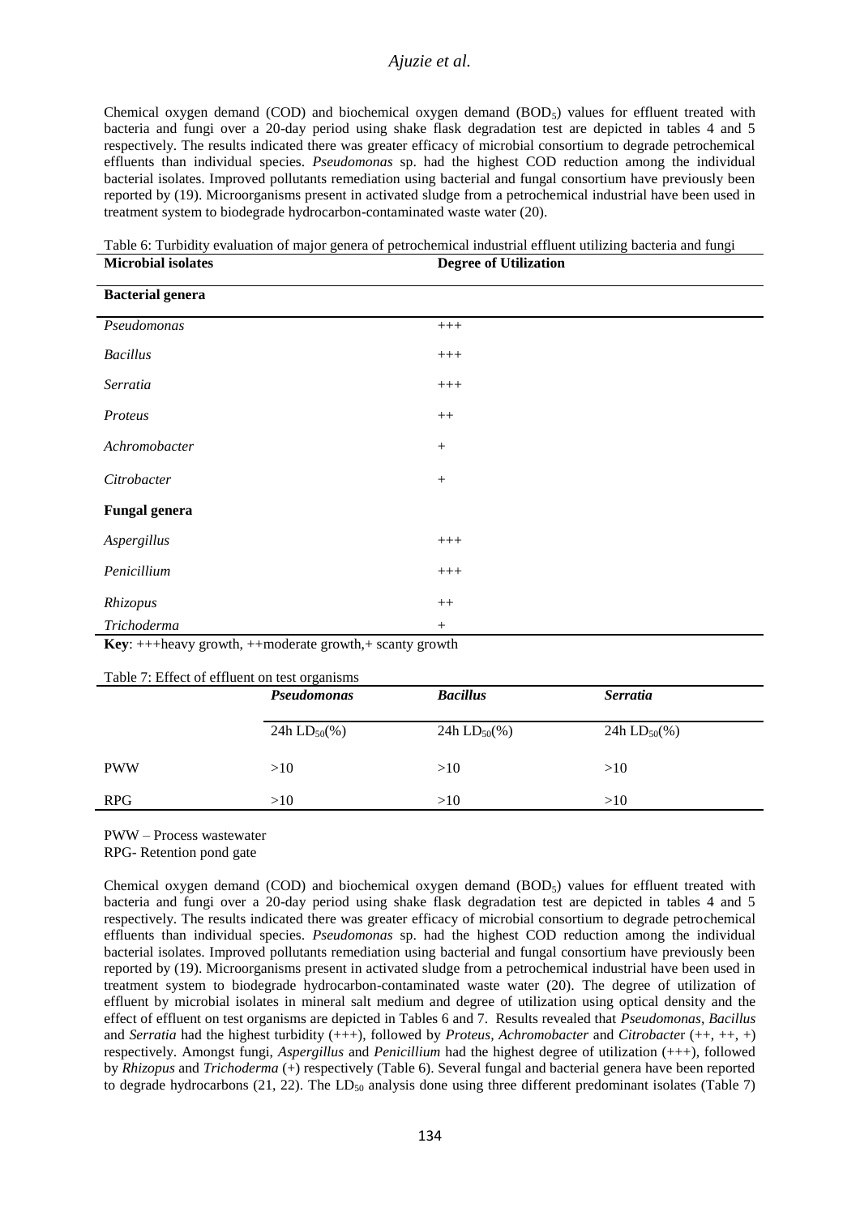Chemical oxygen demand (COD) and biochemical oxygen demand ($BOD_5$) values for effluent treated with bacteria and fungi over a 20-day period using shake flask degradation test are depicted in tables 4 and 5 respectively. The results indicated there was greater efficacy of microbial consortium to degrade petrochemical effluents than individual species. *Pseudomonas* sp. had the highest COD reduction among the individual bacterial isolates. Improved pollutants remediation using bacterial and fungal consortium have previously been reported by (19). Microorganisms present in activated sludge from a petrochemical industrial have been used in treatment system to biodegrade hydrocarbon-contaminated waste water (20).

Table 6: Turbidity evaluation of major genera of petrochemical industrial effluent utilizing bacteria and fungi

| **Microbial isolates** | **Degree of Utilization** |
|---|---|
| **Bacterial genera** | |
| *Pseudomonas* | +++ |
| *Bacillus* | +++ |
| *Serratia* | +++ |
| *Proteus* | ++ |
| *Achromobacter* | + |
| *Citrobacter* | + |
| **Fungal genera** | |
| *Aspergillus* | +++ |
| *Penicillium* | +++ |
| *Rhizopus* | ++ |
| *Trichoderma* | + |

**Key**: +++heavy growth, ++moderate growth,+ scanty growth

Table 7: Effect of effluent on test organisms

| | ***Pseudomonas*** | ***Bacillus*** | ***Serratia*** |
|---|---|---|---|
| | 24h $LD_{50}$(%) | 24h $LD_{50}$(%) | 24h $LD_{50}$(%) |
| PWW | >10 | >10 | >10 |
| RPG | >10 | >10 | >10 |

PWW – Process wastewater
RPG- Retention pond gate

Chemical oxygen demand (COD) and biochemical oxygen demand ($BOD_5$) values for effluent treated with bacteria and fungi over a 20-day period using shake flask degradation test are depicted in tables 4 and 5 respectively. The results indicated there was greater efficacy of microbial consortium to degrade petrochemical effluents than individual species. *Pseudomonas* sp. had the highest COD reduction among the individual bacterial isolates. Improved pollutants remediation using bacterial and fungal consortium have previously been reported by (19). Microorganisms present in activated sludge from a petrochemical industrial have been used in treatment system to biodegrade hydrocarbon-contaminated waste water (20). The degree of utilization of effluent by microbial isolates in mineral salt medium and degree of utilization using optical density and the effect of effluent on test organisms are depicted in Tables 6 and 7. Results revealed that *Pseudomonas*, *Bacillus* and *Serratia* had the highest turbidity (+++), followed by *Proteus*, *Achromobacter* and *Citrobacter* (++, ++, +) respectively. Amongst fungi, *Aspergillus* and *Penicillium* had the highest degree of utilization (+++), followed by *Rhizopus* and *Trichoderma* (+) respectively (Table 6). Several fungal and bacterial genera have been reported to degrade hydrocarbons (21, 22). The $LD_{50}$ analysis done using three different predominant isolates (Table 7)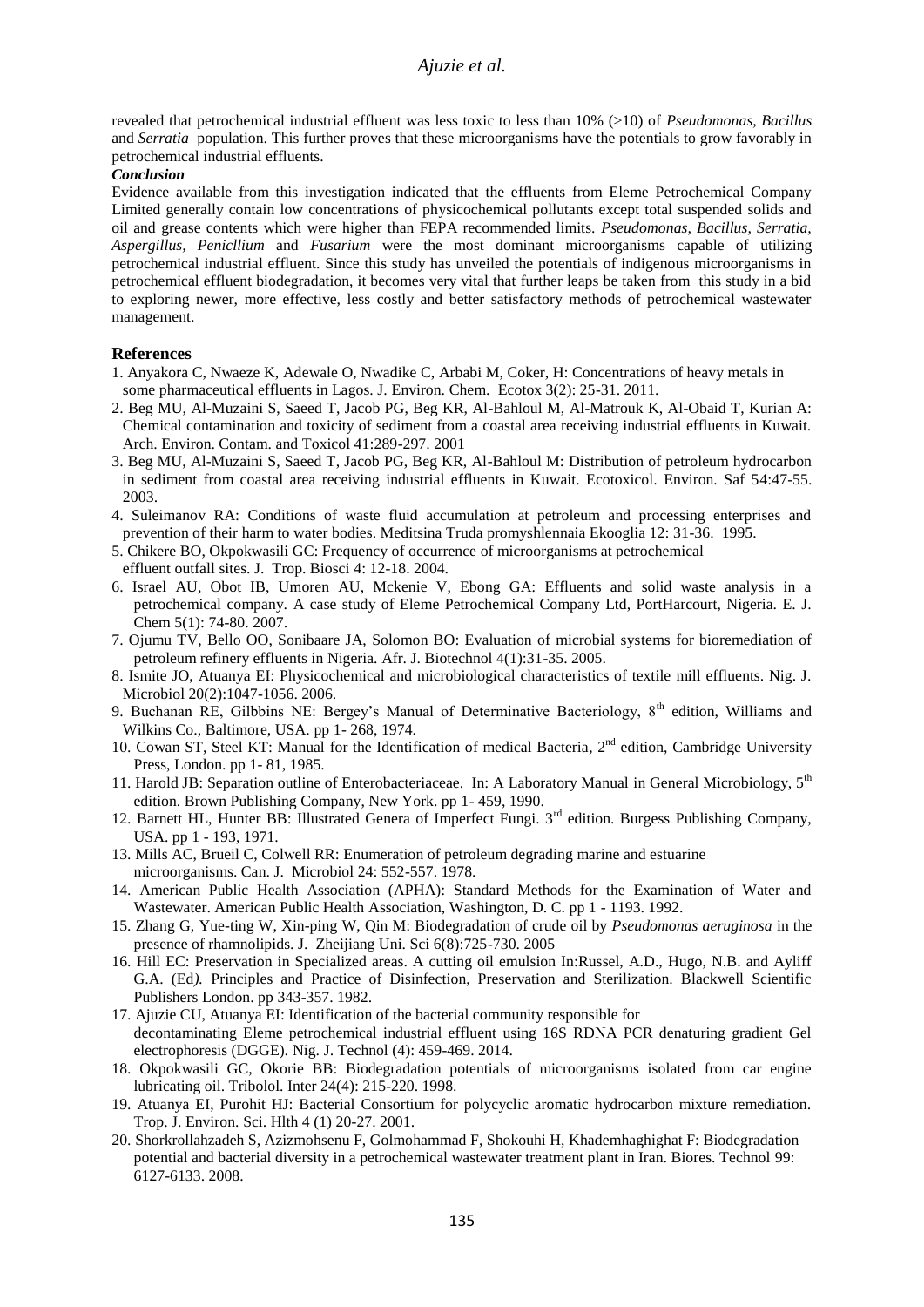revealed that petrochemical industrial effluent was less toxic to less than 10% (>10) of *Pseudomonas*, *Bacillus* and *Serratia* population. This further proves that these microorganisms have the potentials to grow favorably in petrochemical industrial effluents.

***Conclusion***

Evidence available from this investigation indicated that the effluents from Eleme Petrochemical Company Limited generally contain low concentrations of physicochemical pollutants except total suspended solids and oil and grease contents which were higher than FEPA recommended limits. *Pseudomonas, Bacillus, Serratia, Aspergillus, Penicllium* and *Fusarium* were the most dominant microorganisms capable of utilizing petrochemical industrial effluent. Since this study has unveiled the potentials of indigenous microorganisms in petrochemical effluent biodegradation, it becomes very vital that further leaps be taken from this study in a bid to exploring newer, more effective, less costly and better satisfactory methods of petrochemical wastewater management.

## References

1. Anyakora C, Nwaeze K, Adewale O, Nwadike C, Arbabi M, Coker, H: Concentrations of heavy metals in some pharmaceutical effluents in Lagos. J. Environ. Chem. Ecotox 3(2): 25-31. 2011.
2. Beg MU, Al-Muzaini S, Saeed T, Jacob PG, Beg KR, Al-Bahloul M, Al-Matrouk K, Al-Obaid T, Kurian A: Chemical contamination and toxicity of sediment from a coastal area receiving industrial effluents in Kuwait. Arch. Environ. Contam. and Toxicol 41:289-297. 2001
3. Beg MU, Al-Muzaini S, Saeed T, Jacob PG, Beg KR, Al-Bahloul M: Distribution of petroleum hydrocarbon in sediment from coastal area receiving industrial effluents in Kuwait. Ecotoxicol. Environ. Saf 54:47-55. 2003.
4. Suleimanov RA: Conditions of waste fluid accumulation at petroleum and processing enterprises and prevention of their harm to water bodies. Meditsina Truda promyshlennaia Ekooglia 12: 31-36. 1995.
5. Chikere BO, Okpokwasili GC: Frequency of occurrence of microorganisms at petrochemical effluent outfall sites. J. Trop. Biosci 4: 12-18. 2004.
6. Israel AU, Obot IB, Umoren AU, Mckenie V, Ebong GA: Effluents and solid waste analysis in a petrochemical company. A case study of Eleme Petrochemical Company Ltd, PortHarcourt, Nigeria. E. J. Chem 5(1): 74-80. 2007.
7. Ojumu TV, Bello OO, Sonibaare JA, Solomon BO: Evaluation of microbial systems for bioremediation of petroleum refinery effluents in Nigeria. Afr. J. Biotechnol 4(1):31-35. 2005.
8. Ismite JO, Atuanya EI: Physicochemical and microbiological characteristics of textile mill effluents. Nig. J. Microbiol 20(2):1047-1056. 2006.
9. Buchanan RE, Gilbbins NE: Bergey's Manual of Determinative Bacteriology, 8th edition, Williams and Wilkins Co., Baltimore, USA. pp 1- 268, 1974.
10. Cowan ST, Steel KT: Manual for the Identification of medical Bacteria, 2nd edition, Cambridge University Press, London. pp 1- 81, 1985.
11. Harold JB: Separation outline of Enterobacteriaceae. In: A Laboratory Manual in General Microbiology, 5th edition. Brown Publishing Company, New York. pp 1- 459, 1990.
12. Barnett HL, Hunter BB: Illustrated Genera of Imperfect Fungi. 3rd edition. Burgess Publishing Company, USA. pp 1 - 193, 1971.
13. Mills AC, Brueil C, Colwell RR: Enumeration of petroleum degrading marine and estuarine microorganisms. Can. J. Microbiol 24: 552-557. 1978.
14. American Public Health Association (APHA): Standard Methods for the Examination of Water and Wastewater. American Public Health Association, Washington, D. C. pp 1 - 1193. 1992.
15. Zhang G, Yue-ting W, Xin-ping W, Qin M: Biodegradation of crude oil by *Pseudomonas aeruginosa* in the presence of rhamnolipids. J. Zheijiang Uni. Sci 6(8):725-730. 2005
16. Hill EC: Preservation in Specialized areas. A cutting oil emulsion In:Russel, A.D., Hugo, N.B. and Ayliff G.A. (Ed*).* Principles and Practice of Disinfection, Preservation and Sterilization. Blackwell Scientific Publishers London. pp 343-357. 1982.
17. Ajuzie CU, Atuanya EI: Identification of the bacterial community responsible for decontaminating Eleme petrochemical industrial effluent using 16S RDNA PCR denaturing gradient Gel electrophoresis (DGGE). Nig. J. Technol (4): 459-469. 2014.
18. Okpokwasili GC, Okorie BB: Biodegradation potentials of microorganisms isolated from car engine lubricating oil. Tribolol. Inter 24(4): 215-220. 1998.
19. Atuanya EI, Purohit HJ: Bacterial Consortium for polycyclic aromatic hydrocarbon mixture remediation. Trop. J. Environ. Sci. Hlth 4 (1) 20-27. 2001.
20. Shorkrollahzadeh S, Azizmohsenu F, Golmohammad F, Shokouhi H, Khademhaghighat F: Biodegradation potential and bacterial diversity in a petrochemical wastewater treatment plant in Iran. Biores. Technol 99: 6127-6133. 2008.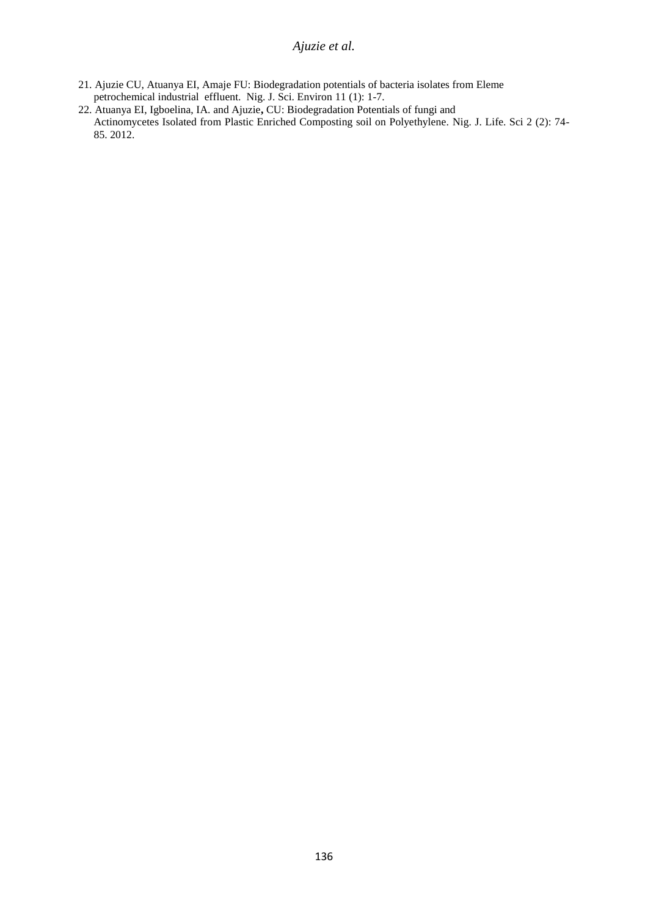21. Ajuzie CU, Atuanya EI, Amaje FU: Biodegradation potentials of bacteria isolates from Eleme petrochemical industrial effluent. Nig. J. Sci. Environ 11 (1): 1-7.
22. Atuanya EI, Igboelina, IA. and Ajuzie**,** CU: Biodegradation Potentials of fungi and Actinomycetes Isolated from Plastic Enriched Composting soil on Polyethylene. Nig. J. Life. Sci 2 (2): 74-85. 2012.